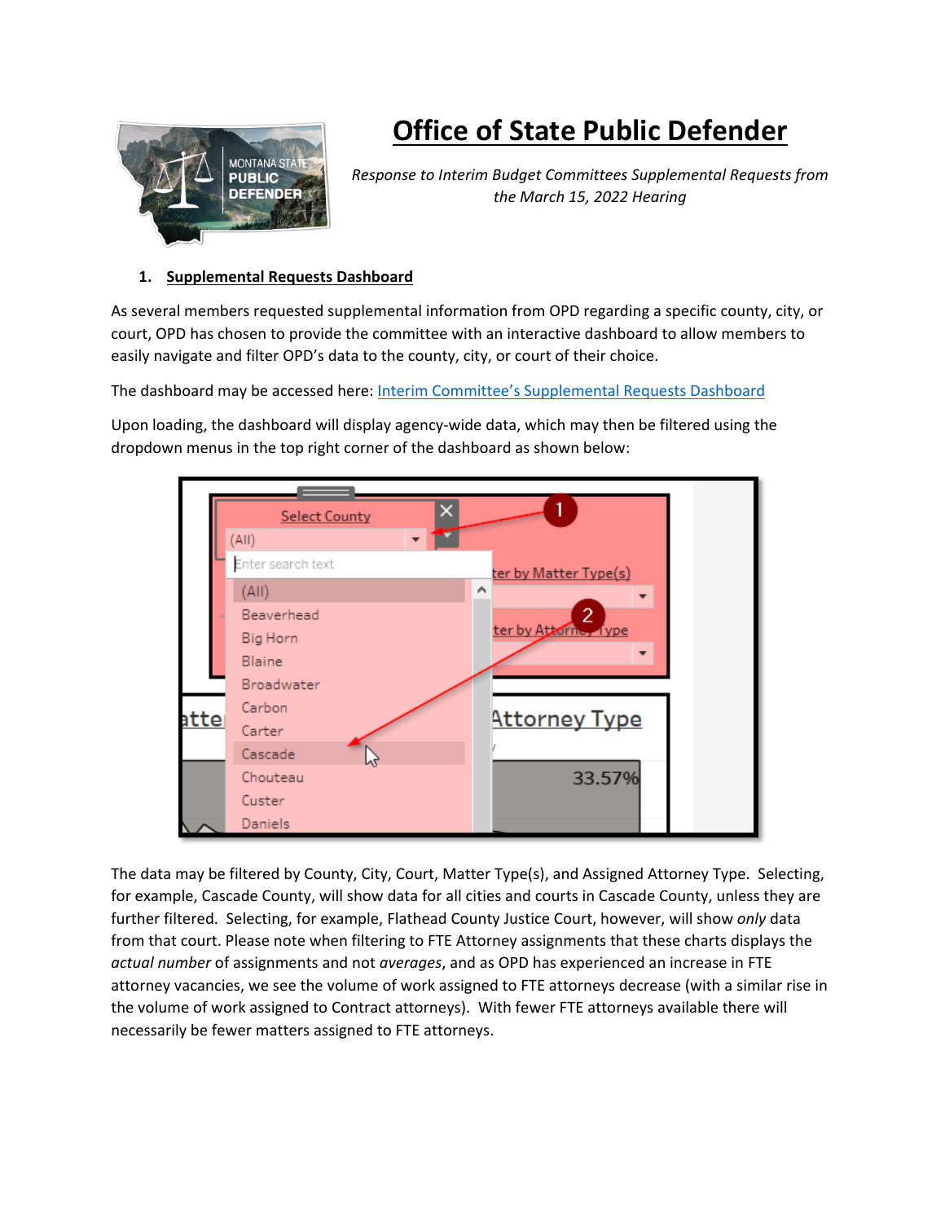# Office of State Public Defender

*Response to Interim Budget Committees Supplemental Requests from the March 15, 2022 Hearing*

1. **Supplemental Requests Dashboard**

As several members requested supplemental information from OPD regarding a specific county, city, or court, OPD has chosen to provide the committee with an interactive dashboard to allow members to easily navigate and filter OPD's data to the county, city, or court of their choice.

The dashboard may be accessed here: Interim Committee's Supplemental Requests Dashboard

Upon loading, the dashboard will display agency-wide data, which may then be filtered using the dropdown menus in the top right corner of the dashboard as shown below:

The data may be filtered by County, City, Court, Matter Type(s), and Assigned Attorney Type. Selecting, for example, Cascade County, will show data for all cities and courts in Cascade County, unless they are further filtered. Selecting, for example, Flathead County Justice Court, however, will show *only* data from that court. Please note when filtering to FTE Attorney assignments that these charts displays the *actual number* of assignments and not *averages*, and as OPD has experienced an increase in FTE attorney vacancies, we see the volume of work assigned to FTE attorneys decrease (with a similar rise in the volume of work assigned to Contract attorneys). With fewer FTE attorneys available there will necessarily be fewer matters assigned to FTE attorneys.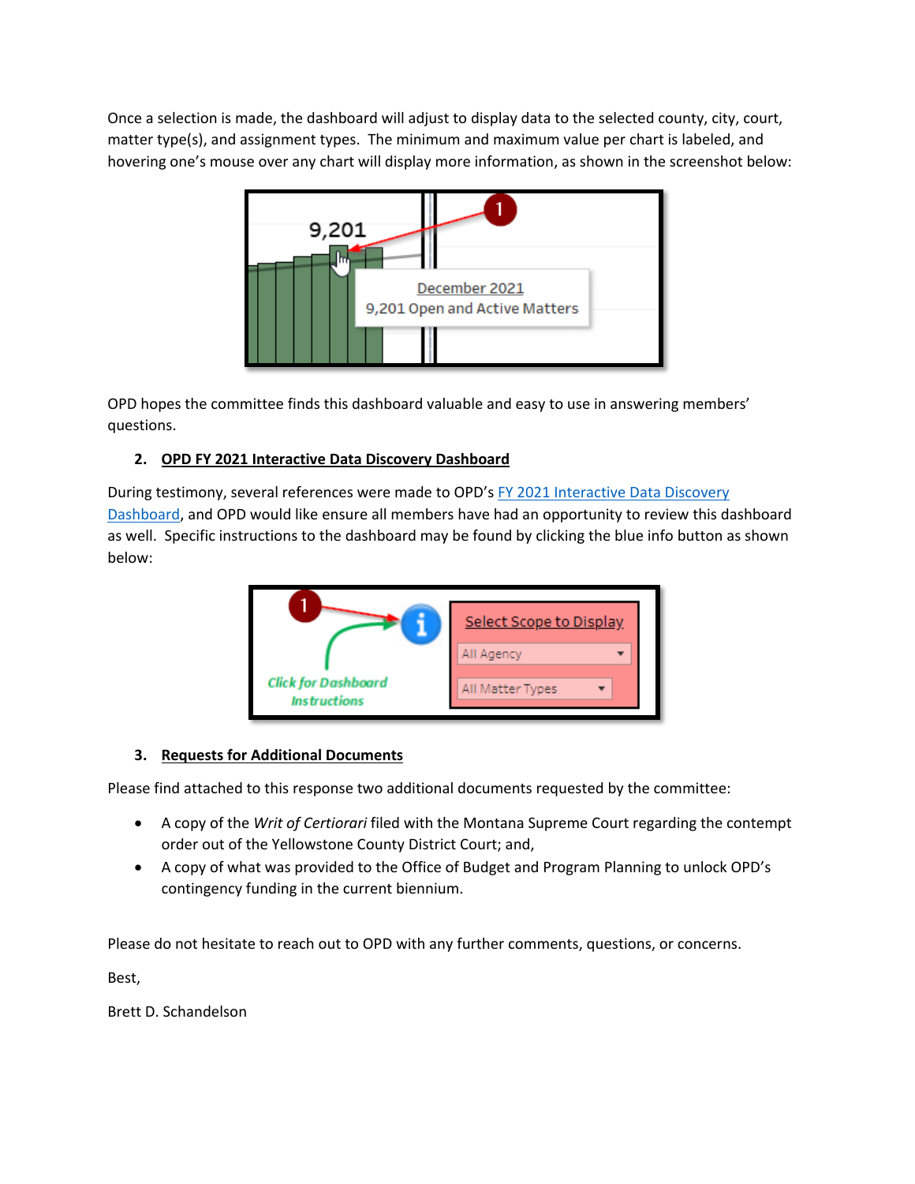Once a selection is made, the dashboard will adjust to display data to the selected county, city, court, matter type(s), and assignment types. The minimum and maximum value per chart is labeled, and hovering one's mouse over any chart will display more information, as shown in the screenshot below:

9,201

1

December 2021
9,201 Open and Active Matters

OPD hopes the committee finds this dashboard valuable and easy to use in answering members' questions.

2. **<u>OPD FY 2021 Interactive Data Discovery Dashboard</u>**

During testimony, several references were made to OPD's [FY 2021 Interactive Data Discovery Dashboard](), and OPD would like ensure all members have had an opportunity to review this dashboard as well. Specific instructions to the dashboard may be found by clicking the blue info button as shown below:

1

Click for Dashboard Instructions

Select Scope to Display

All Agency

All Matter Types

3. **<u>Requests for Additional Documents</u>**

Please find attached to this response two additional documents requested by the committee:

- A copy of the *Writ of Certiorari* filed with the Montana Supreme Court regarding the contempt order out of the Yellowstone County District Court; and,
- A copy of what was provided to the Office of Budget and Program Planning to unlock OPD's contingency funding in the current biennium.

Please do not hesitate to reach out to OPD with any further comments, questions, or concerns.

Best,

Brett D. Schandelson